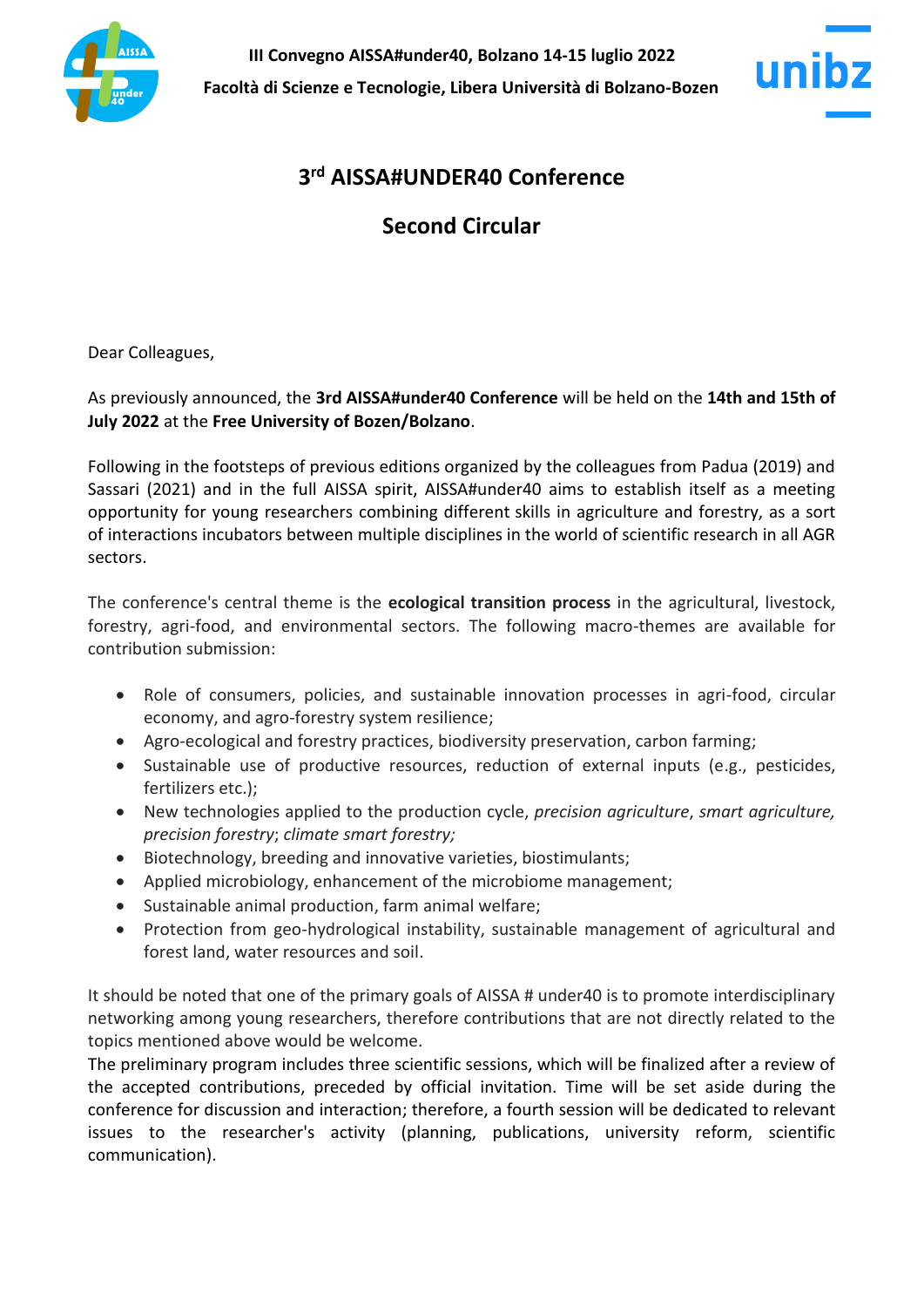III Convegno AISSA#under40, Bolzano 14-15 luglio 2022

Facoltà di Scienze e Tecnologie, Libera Università di Bolzano-Bozen

# 3rd AISSA#UNDER40 Conference

## Second Circular

Dear Colleagues,

As previously announced, the **3rd AISSA#under40 Conference** will be held on the **14th and 15th of July 2022** at the **Free University of Bozen/Bolzano**.

Following in the footsteps of previous editions organized by the colleagues from Padua (2019) and Sassari (2021) and in the full AISSA spirit, AISSA#under40 aims to establish itself as a meeting opportunity for young researchers combining different skills in agriculture and forestry, as a sort of interactions incubators between multiple disciplines in the world of scientific research in all AGR sectors.

The conference's central theme is the **ecological transition process** in the agricultural, livestock, forestry, agri-food, and environmental sectors. The following macro-themes are available for contribution submission:

- Role of consumers, policies, and sustainable innovation processes in agri-food, circular economy, and agro-forestry system resilience;
- Agro-ecological and forestry practices, biodiversity preservation, carbon farming;
- Sustainable use of productive resources, reduction of external inputs (e.g., pesticides, fertilizers etc.);
- New technologies applied to the production cycle, *precision agriculture*, *smart agriculture, precision forestry*; *climate smart forestry;*
- Biotechnology, breeding and innovative varieties, biostimulants;
- Applied microbiology, enhancement of the microbiome management;
- Sustainable animal production, farm animal welfare;
- Protection from geo-hydrological instability, sustainable management of agricultural and forest land, water resources and soil.

It should be noted that one of the primary goals of AISSA # under40 is to promote interdisciplinary networking among young researchers, therefore contributions that are not directly related to the topics mentioned above would be welcome.
The preliminary program includes three scientific sessions, which will be finalized after a review of the accepted contributions, preceded by official invitation. Time will be set aside during the conference for discussion and interaction; therefore, a fourth session will be dedicated to relevant issues to the researcher's activity (planning, publications, university reform, scientific communication).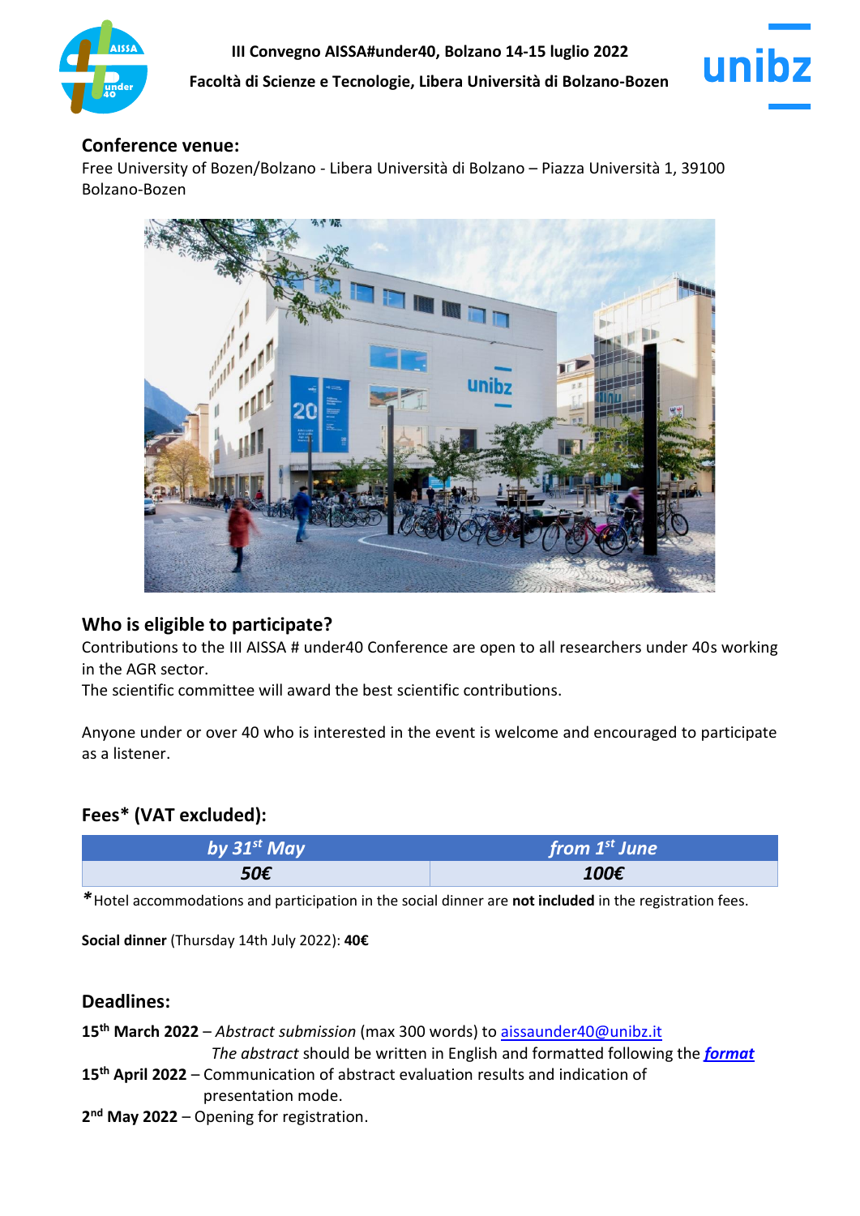## Conference venue:

Free University of Bozen/Bolzano - Libera Università di Bolzano – Piazza Università 1, 39100 Bolzano-Bozen

## Who is eligible to participate?

Contributions to the III AISSA # under40 Conference are open to all researchers under 40s working in the AGR sector.

The scientific committee will award the best scientific contributions.

Anyone under or over 40 who is interested in the event is welcome and encouraged to participate as a listener.

## Fees* (VAT excluded):

| *by 31st May* | *from 1st June* |
| --- | --- |
| ***50€*** | ***100€*** |

*Hotel accommodations and participation in the social dinner are **not included** in the registration fees.

**Social dinner** (Thursday 14th July 2022): **40€**

## Deadlines:

**15th March 2022** – *Abstract submission* (max 300 words) to aissaunder40@unibz.it
*The abstract* should be written in English and formatted following the ***format***

**15th April 2022** – Communication of abstract evaluation results and indication of presentation mode.

**2nd May 2022** – Opening for registration.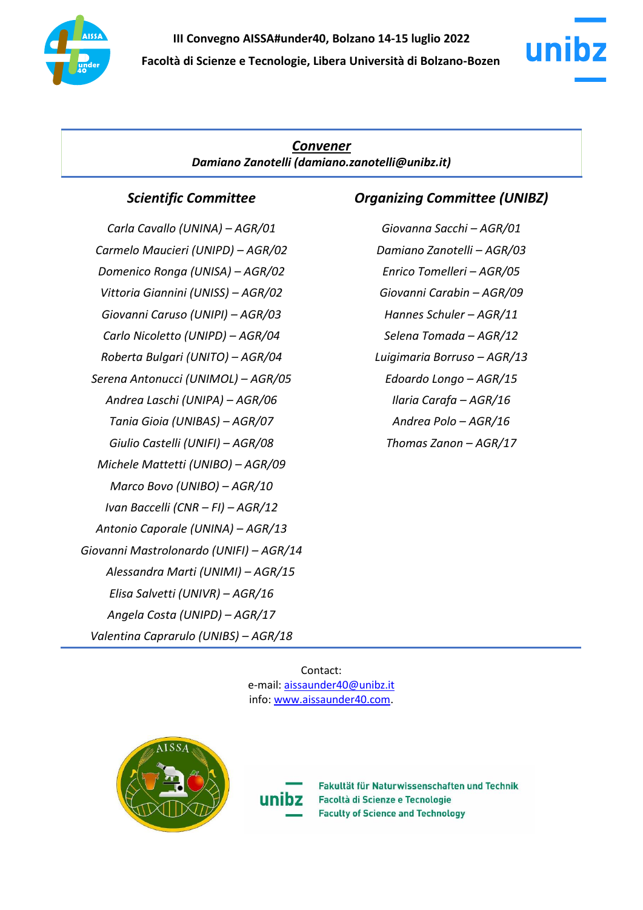## *Convener*

***Damiano Zanotelli (damiano.zanotelli@unibz.it)***

### *Scientific Committee*

*Carla Cavallo (UNINA) – AGR/01*
*Carmelo Maucieri (UNIPD) – AGR/02*
*Domenico Ronga (UNISA) – AGR/02*
*Vittoria Giannini (UNISS) – AGR/02*
*Giovanni Caruso (UNIPI) – AGR/03*
*Carlo Nicoletto (UNIPD) – AGR/04*
*Roberta Bulgari (UNITO) – AGR/04*
*Serena Antonucci (UNIMOL) – AGR/05*
*Andrea Laschi (UNIPA) – AGR/06*
*Tania Gioia (UNIBAS) – AGR/07*
*Giulio Castelli (UNIFI) – AGR/08*
*Michele Mattetti (UNIBO) – AGR/09*
*Marco Bovo (UNIBO) – AGR/10*
*Ivan Baccelli (CNR – FI) – AGR/12*
*Antonio Caporale (UNINA) – AGR/13*
*Giovanni Mastrolonardo (UNIFI) – AGR/14*
*Alessandra Marti (UNIMI) – AGR/15*
*Elisa Salvetti (UNIVR) – AGR/16*
*Angela Costa (UNIPD) – AGR/17*
*Valentina Caprarulo (UNIBS) – AGR/18*

### *Organizing Committee (UNIBZ)*

*Giovanna Sacchi – AGR/01*
*Damiano Zanotelli – AGR/03*
*Enrico Tomelleri – AGR/05*
*Giovanni Carabin – AGR/09*
*Hannes Schuler – AGR/11*
*Selena Tomada – AGR/12*
*Luigimaria Borruso – AGR/13*
*Edoardo Longo – AGR/15*
*Ilaria Carafa – AGR/16*
*Andrea Polo – AGR/16*
*Thomas Zanon – AGR/17*

Contact:
e-mail: aissaunder40@unibz.it
info: www.aissaunder40.com.

Fakultät für Naturwissenschaften und Technik
Facoltà di Scienze e Tecnologie
Faculty of Science and Technology